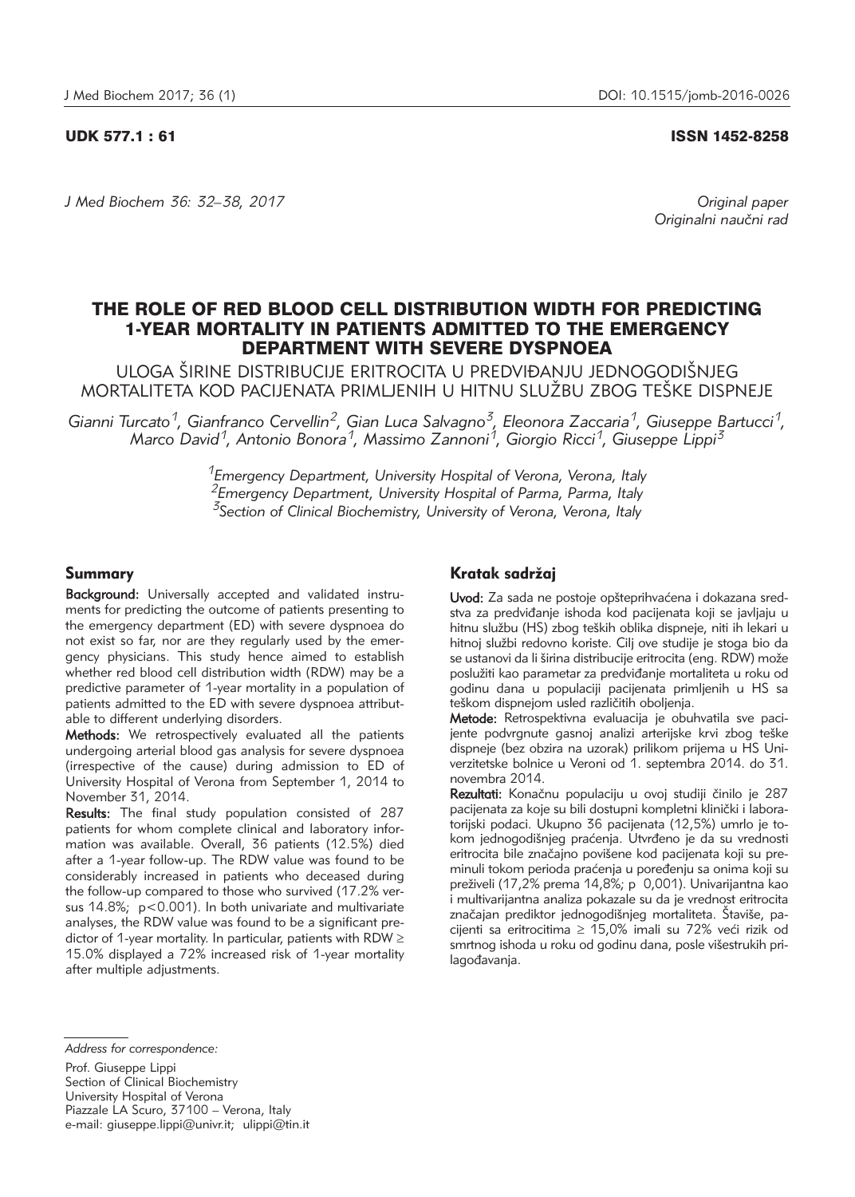UDK 577.1 : 61

ISSN 1452-8258

*Original paper*
*Originalni naučni rad*

# THE ROLE OF RED BLOOD CELL DISTRIBUTION WIDTH FOR PREDICTING 1-YEAR MORTALITY IN PATIENTS ADMITTED TO THE EMERGENCY DEPARTMENT WITH SEVERE DYSPNOEA

ULOGA ŠIRINE DISTRIBUCIJE ERITROCITA U PREDVIĐANJU JEDNOGODIŠNJEG MORTALITETA KOD PACIJENATA PRIMLJENIH U HITNU SLUŽBU ZBOG TEŠKE DISPNEJE

*Gianni Turcato[1], Gianfranco Cervellin[2], Gian Luca Salvagno[3], Eleonora Zaccaria[1], Giuseppe Bartucci[1], Marco David[1], Antonio Bonora[1], Massimo Zannoni[1], Giorgio Ricci[1], Giuseppe Lippi[3]*

[1]*Emergency Department, University Hospital of Verona, Verona, Italy*
[2]*Emergency Department, University Hospital of Parma, Parma, Italy*
[3]*Section of Clinical Biochemistry, University of Verona, Verona, Italy*

## Summary

**Background:** Universally accepted and validated instruments for predicting the outcome of patients presenting to the emergency department (ED) with severe dyspnoea do not exist so far, nor are they regularly used by the emergency physicians. This study hence aimed to establish whether red blood cell distribution width (RDW) may be a predictive parameter of 1-year mortality in a population of patients admitted to the ED with severe dyspnoea attributable to different underlying disorders.

**Methods:** We retrospectively evaluated all the patients undergoing arterial blood gas analysis for severe dyspnoea (irrespective of the cause) during admission to ED of University Hospital of Verona from September 1, 2014 to November 31, 2014.

**Results:** The final study population consisted of 287 patients for whom complete clinical and laboratory information was available. Overall, 36 patients (12.5%) died after a 1-year follow-up. The RDW value was found to be considerably increased in patients who deceased during the follow-up compared to those who survived (17.2% versus 14.8%; $p<0.001$). In both univariate and multivariate analyses, the RDW value was found to be a significant predictor of 1-year mortality. In particular, patients with RDW $\geq$ 15.0% displayed a 72% increased risk of 1-year mortality after multiple adjustments.

## Kratak sadržaj

**Uvod:** Za sada ne postoje opšteprihvaćena i dokazana sredstva za predviđanje ishoda kod pacijenata koji se javljaju u hitnu službu (HS) zbog teških oblika dispneje, niti ih lekari u hitnoj službi redovno koriste. Cilj ove studije je stoga bio da se ustanovi da li širina distribucije eritrocita (eng. RDW) može poslužiti kao parametar za predviđanje mortaliteta u roku od godinu dana u populaciji pacijenata primljenih u HS sa teškom dispnejom usled različitih oboljenja.

**Metode:** Retrospektivna evaluacija je obuhvatila sve pacijente podvrgnute gasnoj analizi arterijske krvi zbog teške dispneje (bez obzira na uzorak) prilikom prijema u HS Univerzitetske bolnice u Veroni od 1. septembra 2014. do 31. novembra 2014.

**Rezultati:** Konačnu populaciju u ovoj studiji činilo je 287 pacijenata za koje su bili dostupni kompletni klinički i laboratorijski podaci. Ukupno 36 pacijenata (12,5%) umrlo je tokom jednogodišnjeg praćenja. Utvrđeno je da su vrednosti eritrocita bile značajno povišene kod pacijenata koji su preminuli tokom perioda praćenja u poređenju sa onima koji su preživeli (17,2% prema 14,8%; p 0,001). Univarijantna kao i multivarijantna analiza pokazale su da je vrednost eritrocita značajan prediktor jednogodišnjeg mortaliteta. Štaviše, pacijenti sa eritrocitima $\geq$ 15,0% imali su 72% veći rizik od smrtnog ishoda u roku od godinu dana, posle višestrukih prilagođavanja.

*Address for correspondence:*

Prof. Giuseppe Lippi
Section of Clinical Biochemistry
University Hospital of Verona
Piazzale LA Scuro, 37100 – Verona, Italy
e-mail: giuseppe.lippi@univr.it; ulippi@tin.it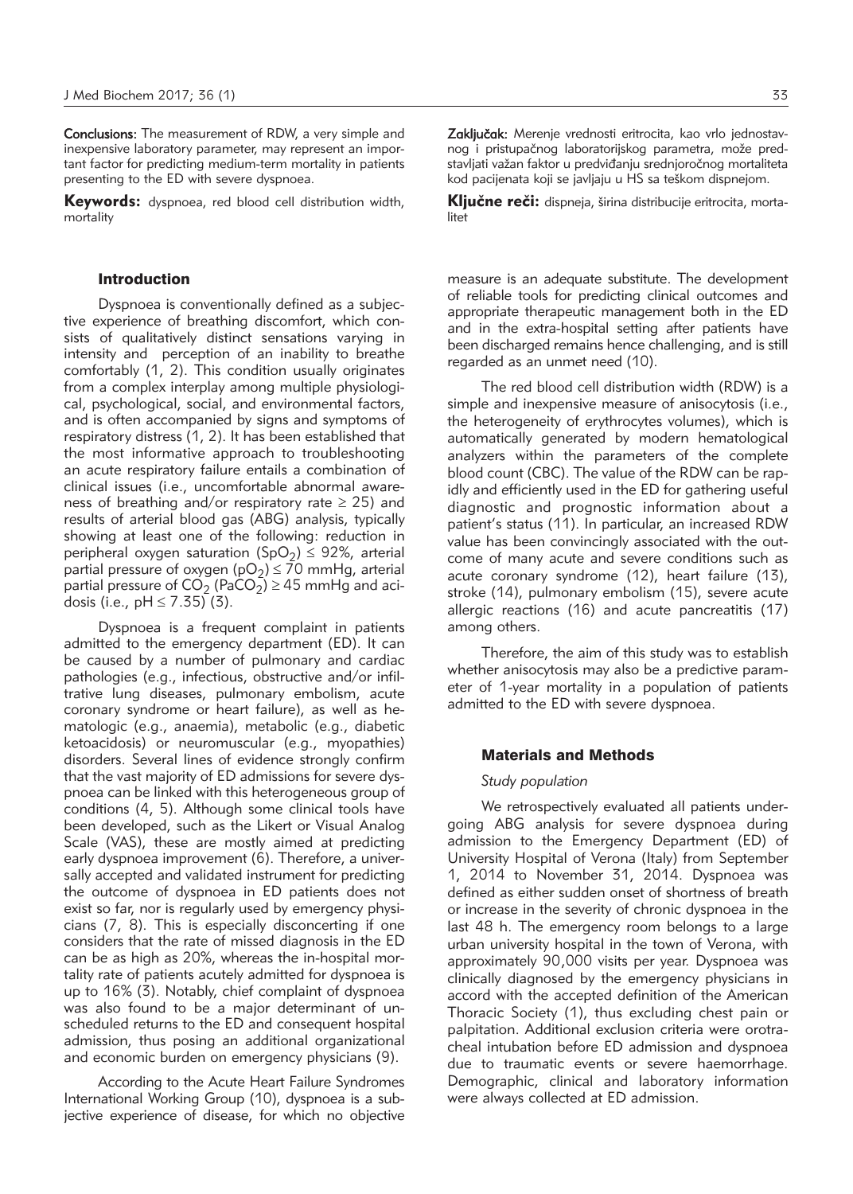**Conclusions:** The measurement of RDW, a very simple and inexpensive laboratory parameter, may represent an important factor for predicting medium-term mortality in patients presenting to the ED with severe dyspnoea.

**Keywords:** dyspnoea, red blood cell distribution width, mortality

**Zaključak:** Merenje vrednosti eritrocita, kao vrlo jednostavnog i pristupačnog laboratorijskog parametra, može predstavljati važan faktor u predviđanju srednjoročnog mortaliteta kod pacijenata koji se javljaju u HS sa teškom dispnejom.

**Ključne reči:** dispneja, širina distribucije eritrocita, mortalitet

## Introduction

Dyspnoea is conventionally defined as a subjective experience of breathing discomfort, which consists of qualitatively distinct sensations varying in intensity and perception of an inability to breathe comfortably (1, 2). This condition usually originates from a complex interplay among multiple physiological, psychological, social, and environmental factors, and is often accompanied by signs and symptoms of respiratory distress (1, 2). It has been established that the most informative approach to troubleshooting an acute respiratory failure entails a combination of clinical issues (i.e., uncomfortable abnormal awareness of breathing and/or respiratory rate $\geq$ 25) and results of arterial blood gas (ABG) analysis, typically showing at least one of the following: reduction in peripheral oxygen saturation ($SpO_2$) $\leq$ 92%, arterial partial pressure of oxygen ($pO_2$) $\leq$ 70 mmHg, arterial partial pressure of $CO_2$ ($PaCO_2$) $\geq$ 45 mmHg and acidosis (i.e., pH $\leq$ 7.35) (3).

Dyspnoea is a frequent complaint in patients admitted to the emergency department (ED). It can be caused by a number of pulmonary and cardiac pathologies (e.g., infectious, obstructive and/or infiltrative lung diseases, pulmonary embolism, acute coronary syndrome or heart failure), as well as hematologic (e.g., anaemia), metabolic (e.g., diabetic ketoacidosis) or neuromuscular (e.g., myopathies) disorders. Several lines of evidence strongly confirm that the vast majority of ED admissions for severe dyspnoea can be linked with this heterogeneous group of conditions (4, 5). Although some clinical tools have been developed, such as the Likert or Visual Analog Scale (VAS), these are mostly aimed at predicting early dyspnoea improvement (6). Therefore, a universally accepted and validated instrument for predicting the outcome of dyspnoea in ED patients does not exist so far, nor is regularly used by emergency physicians (7, 8). This is especially disconcerting if one considers that the rate of missed diagnosis in the ED can be as high as 20%, whereas the in-hospital mortality rate of patients acutely admitted for dyspnoea is up to 16% (3). Notably, chief complaint of dyspnoea was also found to be a major determinant of unscheduled returns to the ED and consequent hospital admission, thus posing an additional organizational and economic burden on emergency physicians (9).

According to the Acute Heart Failure Syndromes International Working Group (10), dyspnoea is a subjective experience of disease, for which no objective measure is an adequate substitute. The development of reliable tools for predicting clinical outcomes and appropriate therapeutic management both in the ED and in the extra-hospital setting after patients have been discharged remains hence challenging, and is still regarded as an unmet need (10).

The red blood cell distribution width (RDW) is a simple and inexpensive measure of anisocytosis (i.e., the heterogeneity of erythrocytes volumes), which is automatically generated by modern hematological analyzers within the parameters of the complete blood count (CBC). The value of the RDW can be rapidly and efficiently used in the ED for gathering useful diagnostic and prognostic information about a patient's status (11). In particular, an increased RDW value has been convincingly associated with the outcome of many acute and severe conditions such as acute coronary syndrome (12), heart failure (13), stroke (14), pulmonary embolism (15), severe acute allergic reactions (16) and acute pancreatitis (17) among others.

Therefore, the aim of this study was to establish whether anisocytosis may also be a predictive parameter of 1-year mortality in a population of patients admitted to the ED with severe dyspnoea.

## Materials and Methods

### *Study population*

We retrospectively evaluated all patients undergoing ABG analysis for severe dyspnoea during admission to the Emergency Department (ED) of University Hospital of Verona (Italy) from September 1, 2014 to November 31, 2014. Dyspnoea was defined as either sudden onset of shortness of breath or increase in the severity of chronic dyspnoea in the last 48 h. The emergency room belongs to a large urban university hospital in the town of Verona, with approximately 90,000 visits per year. Dyspnoea was clinically diagnosed by the emergency physicians in accord with the accepted definition of the American Thoracic Society (1), thus excluding chest pain or palpitation. Additional exclusion criteria were orotracheal intubation before ED admission and dyspnoea due to traumatic events or severe haemorrhage. Demographic, clinical and laboratory information were always collected at ED admission.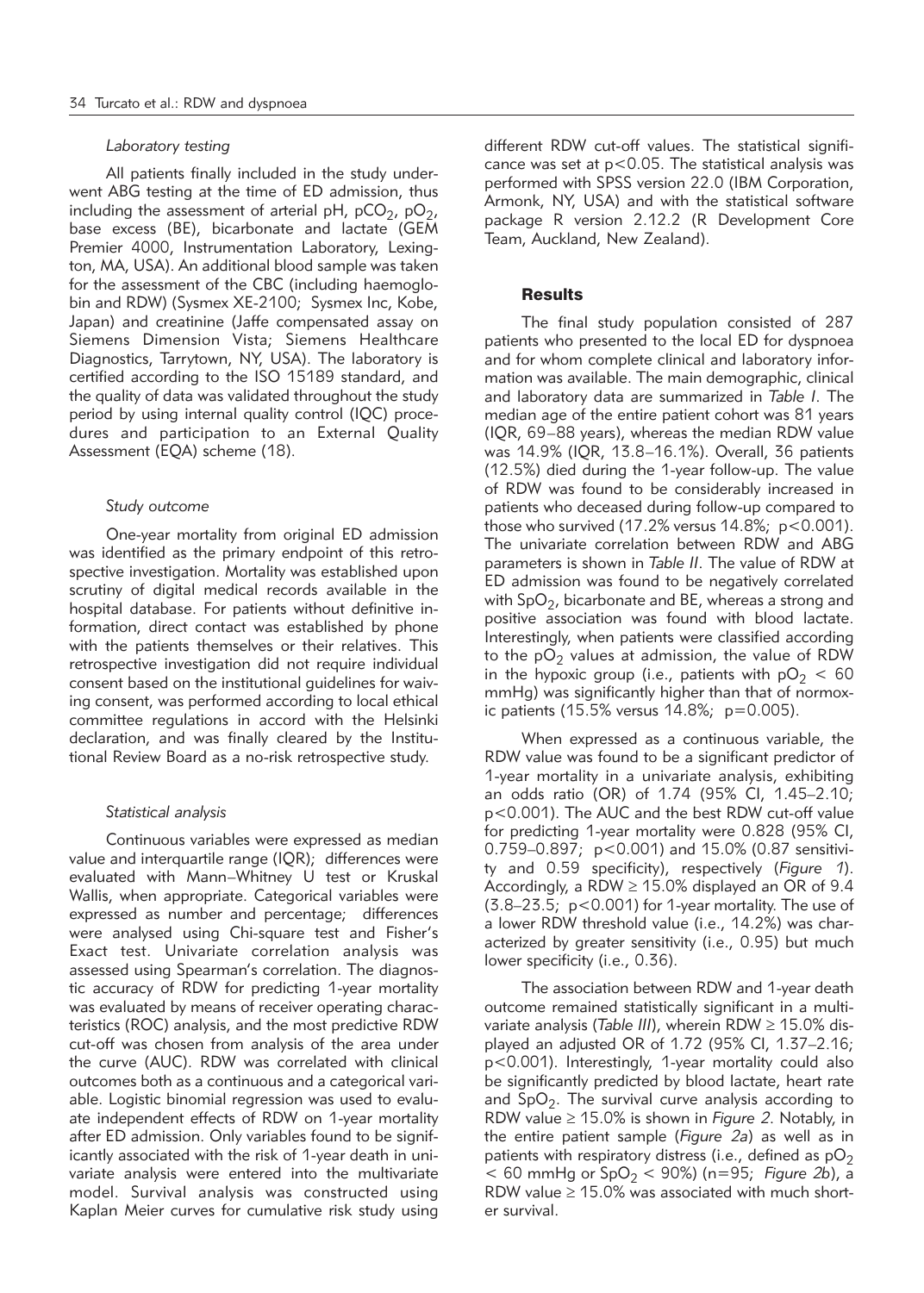#### *Laboratory testing*

All patients finally included in the study underwent ABG testing at the time of ED admission, thus including the assessment of arterial pH, $pCO_2$, $pO_2$, base excess (BE), bicarbonate and lactate (GEM Premier 4000, Instrumentation Laboratory, Lexington, MA, USA). An additional blood sample was taken for the assessment of the CBC (including haemoglobin and RDW) (Sysmex XE-2100; Sysmex Inc, Kobe, Japan) and creatinine (Jaffe compensated assay on Siemens Dimension Vista; Siemens Healthcare Diagnostics, Tarrytown, NY, USA). The laboratory is certified according to the ISO 15189 standard, and the quality of data was validated throughout the study period by using internal quality control (IQC) procedures and participation to an External Quality Assessment (EQA) scheme (18).

#### *Study outcome*

One-year mortality from original ED admission was identified as the primary endpoint of this retrospective investigation. Mortality was established upon scrutiny of digital medical records available in the hospital database. For patients without definitive information, direct contact was established by phone with the patients themselves or their relatives. This retrospective investigation did not require individual consent based on the institutional guidelines for waiving consent, was performed according to local ethical committee regulations in accord with the Helsinki declaration, and was finally cleared by the Institutional Review Board as a no-risk retrospective study.

#### *Statistical analysis*

Continuous variables were expressed as median value and interquartile range (IQR); differences were evaluated with Mann–Whitney U test or Kruskal Wallis, when appropriate. Categorical variables were expressed as number and percentage; differences were analysed using Chi-square test and Fisher's Exact test. Univariate correlation analysis was assessed using Spearman's correlation. The diagnostic accuracy of RDW for predicting 1-year mortality was evaluated by means of receiver operating characteristics (ROC) analysis, and the most predictive RDW cut-off was chosen from analysis of the area under the curve (AUC). RDW was correlated with clinical outcomes both as a continuous and a categorical variable. Logistic binomial regression was used to evaluate independent effects of RDW on 1-year mortality after ED admission. Only variables found to be significantly associated with the risk of 1-year death in univariate analysis were entered into the multivariate model. Survival analysis was constructed using Kaplan Meier curves for cumulative risk study using different RDW cut-off values. The statistical significance was set at $p<0.05$. The statistical analysis was performed with SPSS version 22.0 (IBM Corporation, Armonk, NY, USA) and with the statistical software package R version 2.12.2 (R Development Core Team, Auckland, New Zealand).

## Results

The final study population consisted of 287 patients who presented to the local ED for dyspnoea and for whom complete clinical and laboratory information was available. The main demographic, clinical and laboratory data are summarized in *Table I*. The median age of the entire patient cohort was 81 years (IQR, 69–88 years), whereas the median RDW value was 14.9% (IQR, 13.8–16.1%). Overall, 36 patients (12.5%) died during the 1-year follow-up. The value of RDW was found to be considerably increased in patients who deceased during follow-up compared to those who survived (17.2% versus 14.8%; $p<0.001$). The univariate correlation between RDW and ABG parameters is shown in *Table II*. The value of RDW at ED admission was found to be negatively correlated with $SpO_2$, bicarbonate and BE, whereas a strong and positive association was found with blood lactate. Interestingly, when patients were classified according to the $pO_2$ values at admission, the value of RDW in the hypoxic group (i.e., patients with $pO_2 < 60$ mmHg) was significantly higher than that of normoxic patients (15.5% versus 14.8%; $p=0.005$).

When expressed as a continuous variable, the RDW value was found to be a significant predictor of 1-year mortality in a univariate analysis, exhibiting an odds ratio (OR) of 1.74 (95% CI, 1.45–2.10; $p<0.001$). The AUC and the best RDW cut-off value for predicting 1-year mortality were 0.828 (95% CI, 0.759–0.897; $p<0.001$) and 15.0% (0.87 sensitivity and 0.59 specificity), respectively (*Figure 1*). Accordingly, a RDW ≥ 15.0% displayed an OR of 9.4 (3.8–23.5; $p<0.001$) for 1-year mortality. The use of a lower RDW threshold value (i.e., 14.2%) was characterized by greater sensitivity (i.e., 0.95) but much lower specificity (i.e., 0.36).

The association between RDW and 1-year death outcome remained statistically significant in a multivariate analysis (*Table III*), wherein RDW ≥ 15.0% displayed an adjusted OR of 1.72 (95% CI, 1.37–2.16; $p<0.001$). Interestingly, 1-year mortality could also be significantly predicted by blood lactate, heart rate and $SpO_2$. The survival curve analysis according to RDW value ≥ 15.0% is shown in *Figure 2*. Notably, in the entire patient sample (*Figure 2a*) as well as in patients with respiratory distress (i.e., defined as $pO_2 < 60$ mmHg or $SpO_2 < 90\%$) (n=95; *Figure 2b*), a RDW value ≥ 15.0% was associated with much shorter survival.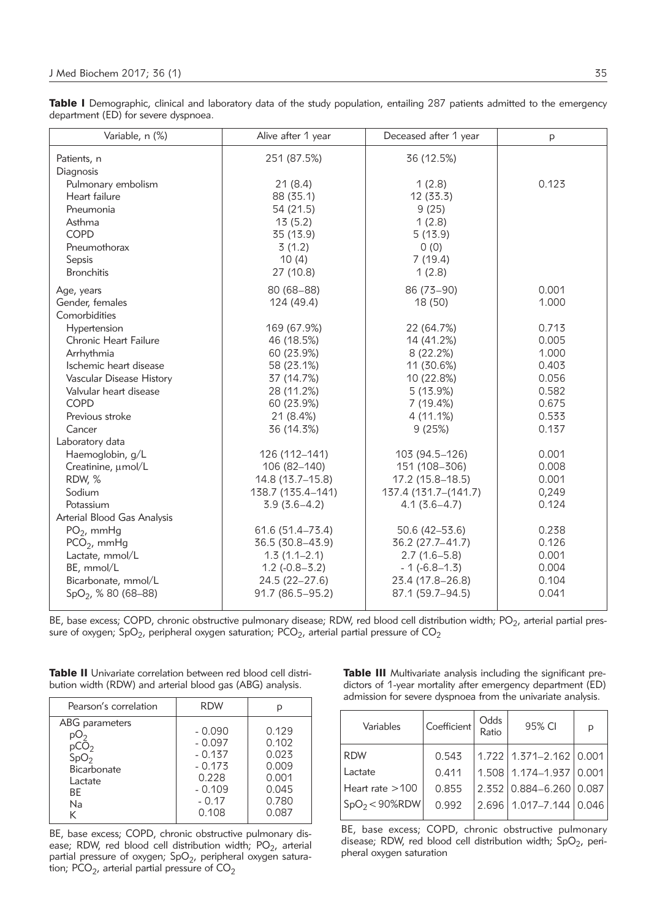**Table I** Demographic, clinical and laboratory data of the study population, entailing 287 patients admitted to the emergency department (ED) for severe dyspnoea.

| Variable, n (%) | Alive after 1 year | Deceased after 1 year | p |
|---|---|---|---|
| Patients, n | 251 (87.5%) | 36 (12.5%) | |
| Diagnosis | | | |
| Pulmonary embolism | 21 (8.4) | 1 (2.8) | 0.123 |
| Heart failure | 88 (35.1) | 12 (33.3) | |
| Pneumonia | 54 (21.5) | 9 (25) | |
| Asthma | 13 (5.2) | 1 (2.8) | |
| COPD | 35 (13.9) | 5 (13.9) | |
| Pneumothorax | 3 (1.2) | 0 (0) | |
| Sepsis | 10 (4) | 7 (19.4) | |
| Bronchitis | 27 (10.8) | 1 (2.8) | |
| Age, years | 80 (68–88) | 86 (73–90) | 0.001 |
| Gender, females | 124 (49.4) | 18 (50) | 1.000 |
| Comorbidities | | | |
| Hypertension | 169 (67.9%) | 22 (64.7%) | 0.713 |
| Chronic Heart Failure | 46 (18.5%) | 14 (41.2%) | 0.005 |
| Arrhythmia | 60 (23.9%) | 8 (22.2%) | 1.000 |
| Ischemic heart disease | 58 (23.1%) | 11 (30.6%) | 0.403 |
| Vascular Disease History | 37 (14.7%) | 10 (22.8%) | 0.056 |
| Valvular heart disease | 28 (11.2%) | 5 (13.9%) | 0.582 |
| COPD | 60 (23.9%) | 7 (19.4%) | 0.675 |
| Previous stroke | 21 (8.4%) | 4 (11.1%) | 0.533 |
| Cancer | 36 (14.3%) | 9 (25%) | 0.137 |
| Laboratory data | | | |
| Haemoglobin, g/L | 126 (112–141) | 103 (94.5–126) | 0.001 |
| Creatinine, μmol/L | 106 (82–140) | 151 (108–306) | 0.008 |
| RDW, % | 14.8 (13.7–15.8) | 17.2 (15.8–18.5) | 0.001 |
| Sodium | 138.7 (135.4–141) | 137.4 (131.7–(141.7) | 0,249 |
| Potassium | 3.9 (3.6–4.2) | 4.1 (3.6–4.7) | 0.124 |
| Arterial Blood Gas Analysis | | | |
| $PO_2$, mmHg | 61.6 (51.4–73.4) | 50.6 (42–53.6) | 0.238 |
| $PCO_2$, mmHg | 36.5 (30.8–43.9) | 36.2 (27.7–41.7) | 0.126 |
| Lactate, mmol/L | 1.3 (1.1–2.1) | 2.7 (1.6–5.8) | 0.001 |
| BE, mmol/L | 1.2 (-0.8–3.2) | - 1 (-6.8–1.3) | 0.004 |
| Bicarbonate, mmol/L | 24.5 (22–27.6) | 23.4 (17.8–26.8) | 0.104 |
| $SpO_2$, % 80 (68–88) | 91.7 (86.5–95.2) | 87.1 (59.7–94.5) | 0.041 |

BE, base excess; COPD, chronic obstructive pulmonary disease; RDW, red blood cell distribution width; $PO_2$, arterial partial pressure of oxygen; $SpO_2$, peripheral oxygen saturation; $PCO_2$, arterial partial pressure of $CO_2$

**Table II** Univariate correlation between red blood cell distribution width (RDW) and arterial blood gas (ABG) analysis.

| Pearson's correlation | RDW | p |
|---|---|---|
| ABG parameters | | |
| $pO_2$ | - 0.090 | 0.129 |
| $pCO_2$ | - 0.097 | 0.102 |
| $SpO_2$ | - 0.137 | 0.023 |
| Bicarbonate | - 0.173 | 0.009 |
| Lactate | 0.228 | 0.001 |
| BE | - 0.109 | 0.045 |
| Na | - 0.17 | 0.780 |
| K | 0.108 | 0.087 |

BE, base excess; COPD, chronic obstructive pulmonary disease; RDW, red blood cell distribution width; $PO_2$, arterial partial pressure of oxygen; $SpO_2$, peripheral oxygen saturation; $PCO_2$, arterial partial pressure of $CO_2$

**Table III** Multivariate analysis including the significant predictors of 1-year mortality after emergency department (ED) admission for severe dyspnoea from the univariate analysis.

| Variables | Coefficient | Odds Ratio | 95% CI | p |
|---|---|---|---|---|
| RDW | 0.543 | 1.722 | 1.371–2.162 | 0.001 |
| Lactate | 0.411 | 1.508 | 1.174–1.937 | 0.001 |
| Heart rate >100 | 0.855 | 2.352 | 0.884–6.260 | 0.087 |
| $SpO_2$ < 90%RDW | 0.992 | 2.696 | 1.017–7.144 | 0.046 |

BE, base excess; COPD, chronic obstructive pulmonary disease; RDW, red blood cell distribution width; $SpO_2$, peripheral oxygen saturation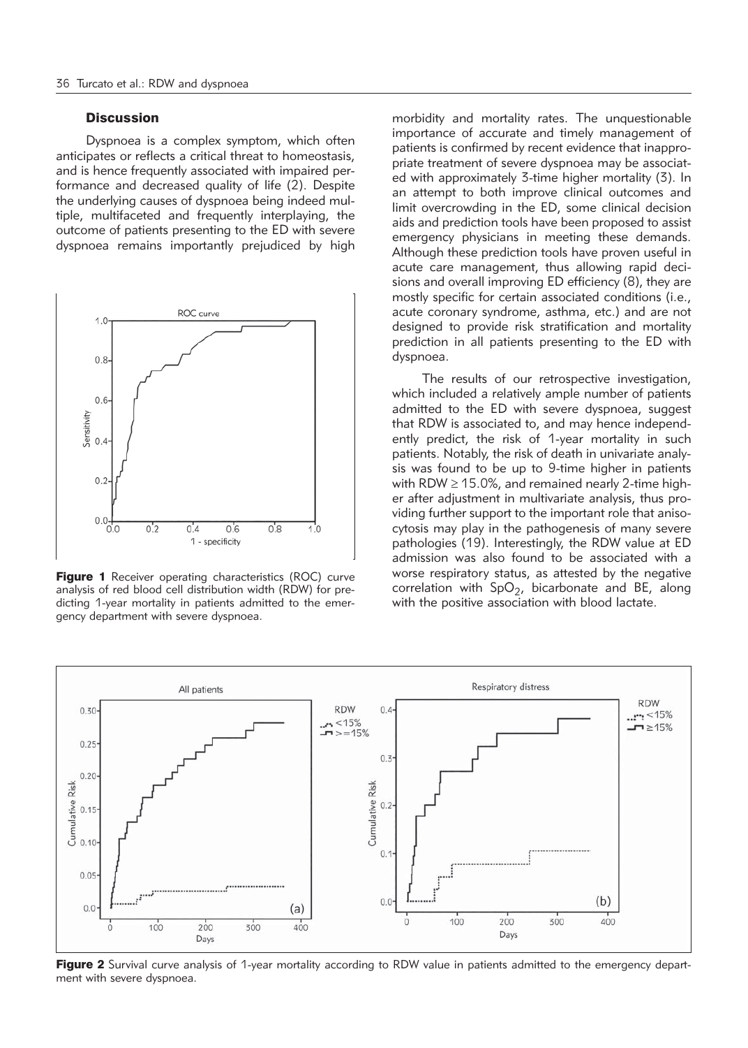## Discussion

Dyspnoea is a complex symptom, which often anticipates or reflects a critical threat to homeostasis, and is hence frequently associated with impaired performance and decreased quality of life (2). Despite the underlying causes of dyspnoea being indeed multiple, multifaceted and frequently interplaying, the outcome of patients presenting to the ED with severe dyspnoea remains importantly prejudiced by high morbidity and mortality rates. The unquestionable importance of accurate and timely management of patients is confirmed by recent evidence that inappropriate treatment of severe dyspnoea may be associated with approximately 3-time higher mortality (3). In an attempt to both improve clinical outcomes and limit overcrowding in the ED, some clinical decision aids and prediction tools have been proposed to assist emergency physicians in meeting these demands. Although these prediction tools have proven useful in acute care management, thus allowing rapid decisions and overall improving ED efficiency (8), they are mostly specific for certain associated conditions (i.e., acute coronary syndrome, asthma, etc.) and are not designed to provide risk stratification and mortality prediction in all patients presenting to the ED with dyspnoea.

Figure 1 Receiver operating characteristics (ROC) curve analysis of red blood cell distribution width (RDW) for predicting 1-year mortality in patients admitted to the emergency department with severe dyspnoea.

The results of our retrospective investigation, which included a relatively ample number of patients admitted to the ED with severe dyspnoea, suggest that RDW is associated to, and may hence independently predict, the risk of 1-year mortality in such patients. Notably, the risk of death in univariate analysis was found to be up to 9-time higher in patients with RDW ≥ 15.0%, and remained nearly 2-time higher after adjustment in multivariate analysis, thus providing further support to the important role that anisocytosis may play in the pathogenesis of many severe pathologies (19). Interestingly, the RDW value at ED admission was also found to be associated with a worse respiratory status, as attested by the negative correlation with $SpO_2$, bicarbonate and BE, along with the positive association with blood lactate.

Figure 2 Survival curve analysis of 1-year mortality according to RDW value in patients admitted to the emergency department with severe dyspnoea.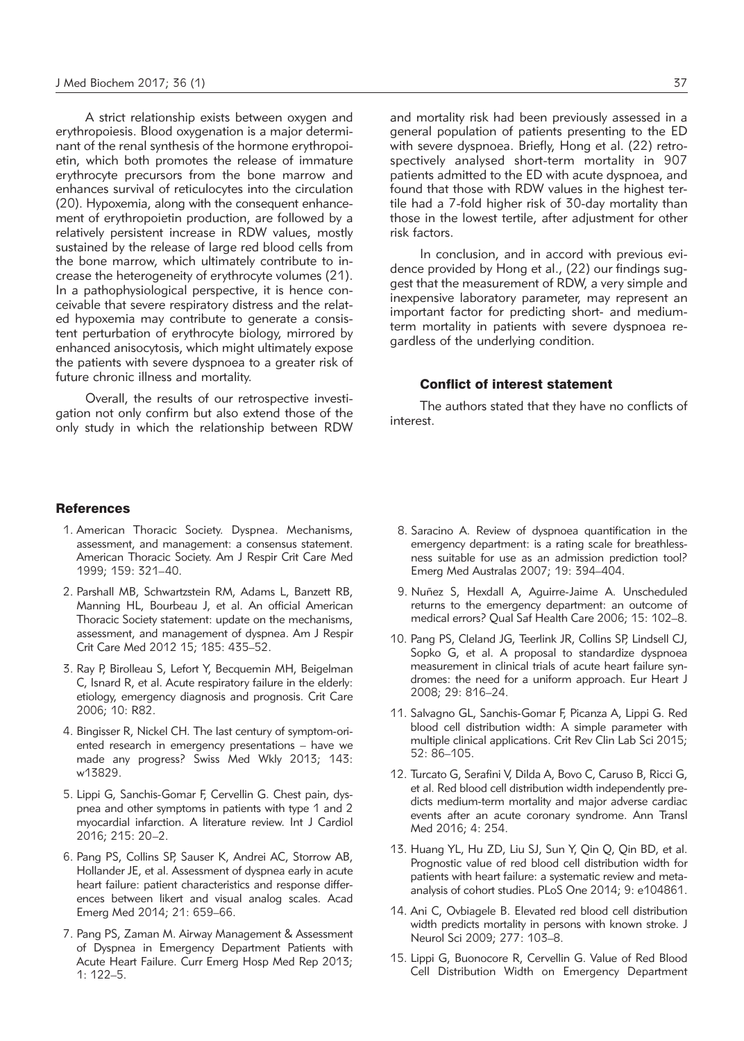A strict relationship exists between oxygen and erythropoiesis. Blood oxygenation is a major determinant of the renal synthesis of the hormone erythropoietin, which both promotes the release of immature erythrocyte precursors from the bone marrow and enhances survival of reticulocytes into the circulation (20). Hypoxemia, along with the consequent enhancement of erythropoietin production, are followed by a relatively persistent increase in RDW values, mostly sustained by the release of large red blood cells from the bone marrow, which ultimately contribute to increase the heterogeneity of erythrocyte volumes (21). In a pathophysiological perspective, it is hence conceivable that severe respiratory distress and the related hypoxemia may contribute to generate a consistent perturbation of erythrocyte biology, mirrored by enhanced anisocytosis, which might ultimately expose the patients with severe dyspnoea to a greater risk of future chronic illness and mortality.

Overall, the results of our retrospective investigation not only confirm but also extend those of the only study in which the relationship between RDW and mortality risk had been previously assessed in a general population of patients presenting to the ED with severe dyspnoea. Briefly, Hong et al. (22) retrospectively analysed short-term mortality in 907 patients admitted to the ED with acute dyspnoea, and found that those with RDW values in the highest tertile had a 7-fold higher risk of 30-day mortality than those in the lowest tertile, after adjustment for other risk factors.

In conclusion, and in accord with previous evidence provided by Hong et al., (22) our findings suggest that the measurement of RDW, a very simple and inexpensive laboratory parameter, may represent an important factor for predicting short- and medium-term mortality in patients with severe dyspnoea regardless of the underlying condition.

### Conflict of interest statement

The authors stated that they have no conflicts of interest.

## References

1. American Thoracic Society. Dyspnea. Mechanisms, assessment, and management: a consensus statement. American Thoracic Society. Am J Respir Crit Care Med 1999; 159: 321–40.
2. Parshall MB, Schwartzstein RM, Adams L, Banzett RB, Manning HL, Bourbeau J, et al. An official American Thoracic Society statement: update on the mechanisms, assessment, and management of dyspnea. Am J Respir Crit Care Med 2012 15; 185: 435–52.
3. Ray P, Birolleau S, Lefort Y, Becquemin MH, Beigelman C, Isnard R, et al. Acute respiratory failure in the elderly: etiology, emergency diagnosis and prognosis. Crit Care 2006; 10: R82.
4. Bingisser R, Nickel CH. The last century of symptom-oriented research in emergency presentations – have we made any progress? Swiss Med Wkly 2013; 143: w13829.
5. Lippi G, Sanchis-Gomar F, Cervellin G. Chest pain, dyspnea and other symptoms in patients with type 1 and 2 myocardial infarction. A literature review. Int J Cardiol 2016; 215: 20–2.
6. Pang PS, Collins SP, Sauser K, Andrei AC, Storrow AB, Hollander JE, et al. Assessment of dyspnea early in acute heart failure: patient characteristics and response differences between likert and visual analog scales. Acad Emerg Med 2014; 21: 659–66.
7. Pang PS, Zaman M. Airway Management & Assessment of Dyspnea in Emergency Department Patients with Acute Heart Failure. Curr Emerg Hosp Med Rep 2013; 1: 122–5.
8. Saracino A. Review of dyspnoea quantification in the emergency department: is a rating scale for breathlessness suitable for use as an admission prediction tool? Emerg Med Australas 2007; 19: 394–404.
9. Nuñez S, Hexdall A, Aguirre-Jaime A. Unscheduled returns to the emergency department: an outcome of medical errors? Qual Saf Health Care 2006; 15: 102–8.
10. Pang PS, Cleland JG, Teerlink JR, Collins SP, Lindsell CJ, Sopko G, et al. A proposal to standardize dyspnoea measurement in clinical trials of acute heart failure syndromes: the need for a uniform approach. Eur Heart J 2008; 29: 816–24.
11. Salvagno GL, Sanchis-Gomar F, Picanza A, Lippi G. Red blood cell distribution width: A simple parameter with multiple clinical applications. Crit Rev Clin Lab Sci 2015; 52: 86–105.
12. Turcato G, Serafini V, Dilda A, Bovo C, Caruso B, Ricci G, et al. Red blood cell distribution width independently predicts medium-term mortality and major adverse cardiac events after an acute coronary syndrome. Ann Transl Med 2016; 4: 254.
13. Huang YL, Hu ZD, Liu SJ, Sun Y, Qin Q, Qin BD, et al. Prognostic value of red blood cell distribution width for patients with heart failure: a systematic review and meta-analysis of cohort studies. PLoS One 2014; 9: e104861.
14. Ani C, Ovbiagele B. Elevated red blood cell distribution width predicts mortality in persons with known stroke. J Neurol Sci 2009; 277: 103–8.
15. Lippi G, Buonocore R, Cervellin G. Value of Red Blood Cell Distribution Width on Emergency Department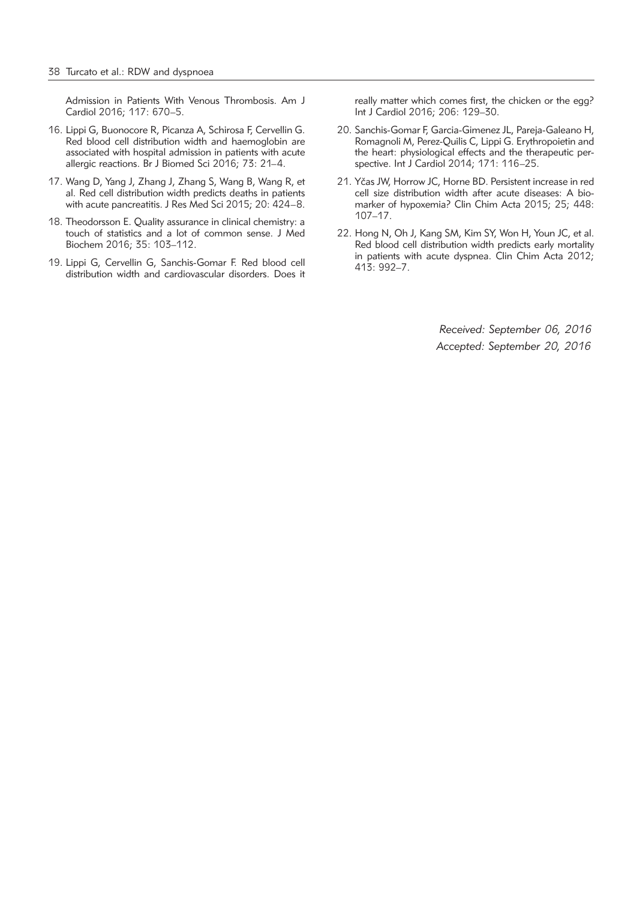Admission in Patients With Venous Thrombosis. Am J Cardiol 2016; 117: 670–5.

16. Lippi G, Buonocore R, Picanza A, Schirosa F, Cervellin G. Red blood cell distribution width and haemoglobin are associated with hospital admission in patients with acute allergic reactions. Br J Biomed Sci 2016; 73: 21–4.
17. Wang D, Yang J, Zhang J, Zhang S, Wang B, Wang R, et al. Red cell distribution width predicts deaths in patients with acute pancreatitis. J Res Med Sci 2015; 20: 424–8.
18. Theodorsson E. Quality assurance in clinical chemistry: a touch of statistics and a lot of common sense. J Med Biochem 2016; 35: 103–112.
19. Lippi G, Cervellin G, Sanchis-Gomar F. Red blood cell distribution width and cardiovascular disorders. Does it really matter which comes first, the chicken or the egg? Int J Cardiol 2016; 206: 129–30.
20. Sanchis-Gomar F, Garcia-Gimenez JL, Pareja-Galeano H, Romagnoli M, Perez-Quilis C, Lippi G. Erythropoietin and the heart: physiological effects and the therapeutic perspective. Int J Cardiol 2014; 171: 116–25.
21. Yčas JW, Horrow JC, Horne BD. Persistent increase in red cell size distribution width after acute diseases: A biomarker of hypoxemia? Clin Chim Acta 2015; 25; 448: 107–17.
22. Hong N, Oh J, Kang SM, Kim SY, Won H, Youn JC, et al. Red blood cell distribution width predicts early mortality in patients with acute dyspnea. Clin Chim Acta 2012; 413: 992–7.

*Received: September 06, 2016*
*Accepted: September 20, 2016*